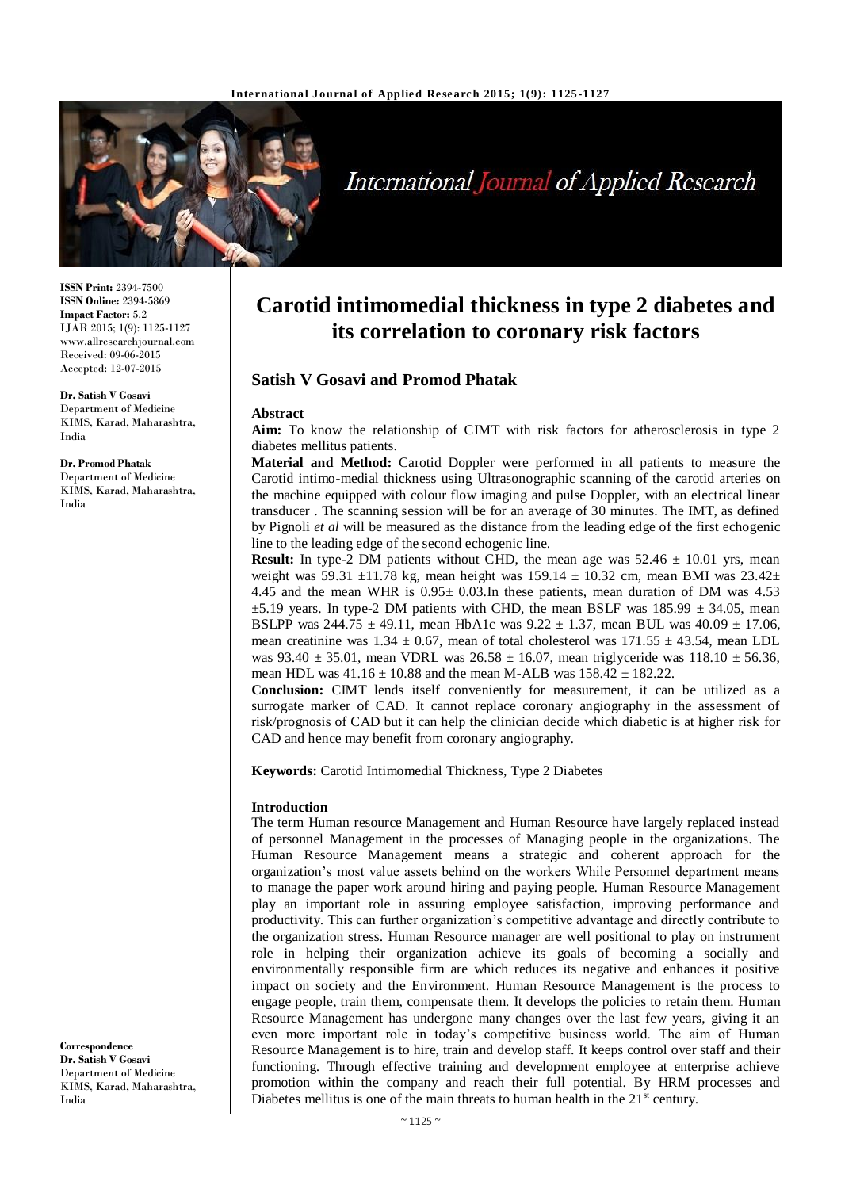ISSN Print: 2394-7500
ISSN Online: 2394-5869
Impact Factor: 5.2
IJAR 2015; 1(9): 1125-1127
www.allresearchjournal.com
Received: 09-06-2015
Accepted: 12-07-2015

**Dr. Satish V Gosavi**
Department of Medicine
KIMS, Karad, Maharashtra, India

**Dr. Promod Phatak**
Department of Medicine
KIMS, Karad, Maharashtra, India

**Correspondence**
**Dr. Satish V Gosavi**
Department of Medicine
KIMS, Karad, Maharashtra, India

# Carotid intimomedial thickness in type 2 diabetes and its correlation to coronary risk factors

**Satish V Gosavi and Promod Phatak**

### Abstract

**Aim:** To know the relationship of CIMT with risk factors for atherosclerosis in type 2 diabetes mellitus patients.

**Material and Method:** Carotid Doppler were performed in all patients to measure the Carotid intimo-medial thickness using Ultrasonographic scanning of the carotid arteries on the machine equipped with colour flow imaging and pulse Doppler, with an electrical linear transducer . The scanning session will be for an average of 30 minutes. The IMT, as defined by Pignoli *et al* will be measured as the distance from the leading edge of the first echogenic line to the leading edge of the second echogenic line.

**Result:** In type-2 DM patients without CHD, the mean age was 52.46 ± 10.01 yrs, mean weight was 59.31 ±11.78 kg, mean height was 159.14 ± 10.32 cm, mean BMI was 23.42± 4.45 and the mean WHR is 0.95± 0.03.In these patients, mean duration of DM was 4.53 ±5.19 years. In type-2 DM patients with CHD, the mean BSLF was 185.99 ± 34.05, mean BSLPP was 244.75 ± 49.11, mean HbA1c was 9.22 ± 1.37, mean BUL was 40.09 ± 17.06, mean creatinine was 1.34 ± 0.67, mean of total cholesterol was 171.55 ± 43.54, mean LDL was 93.40 ± 35.01, mean VDRL was 26.58 ± 16.07, mean triglyceride was 118.10 ± 56.36, mean HDL was 41.16 ± 10.88 and the mean M-ALB was 158.42 ± 182.22.

**Conclusion:** CIMT lends itself conveniently for measurement, it can be utilized as a surrogate marker of CAD. It cannot replace coronary angiography in the assessment of risk/prognosis of CAD but it can help the clinician decide which diabetic is at higher risk for CAD and hence may benefit from coronary angiography.

**Keywords:** Carotid Intimomedial Thickness, Type 2 Diabetes

### Introduction

The term Human resource Management and Human Resource have largely replaced instead of personnel Management in the processes of Managing people in the organizations. The Human Resource Management means a strategic and coherent approach for the organization's most value assets behind on the workers While Personnel department means to manage the paper work around hiring and paying people. Human Resource Management play an important role in assuring employee satisfaction, improving performance and productivity. This can further organization's competitive advantage and directly contribute to the organization stress. Human Resource manager are well positional to play on instrument role in helping their organization achieve its goals of becoming a socially and environmentally responsible firm are which reduces its negative and enhances it positive impact on society and the Environment. Human Resource Management is the process to engage people, train them, compensate them. It develops the policies to retain them. Human Resource Management has undergone many changes over the last few years, giving it an even more important role in today's competitive business world. The aim of Human Resource Management is to hire, train and develop staff. It keeps control over staff and their functioning. Through effective training and development employee at enterprise achieve promotion within the company and reach their full potential. By HRM processes and Diabetes mellitus is one of the main threats to human health in the 21st century.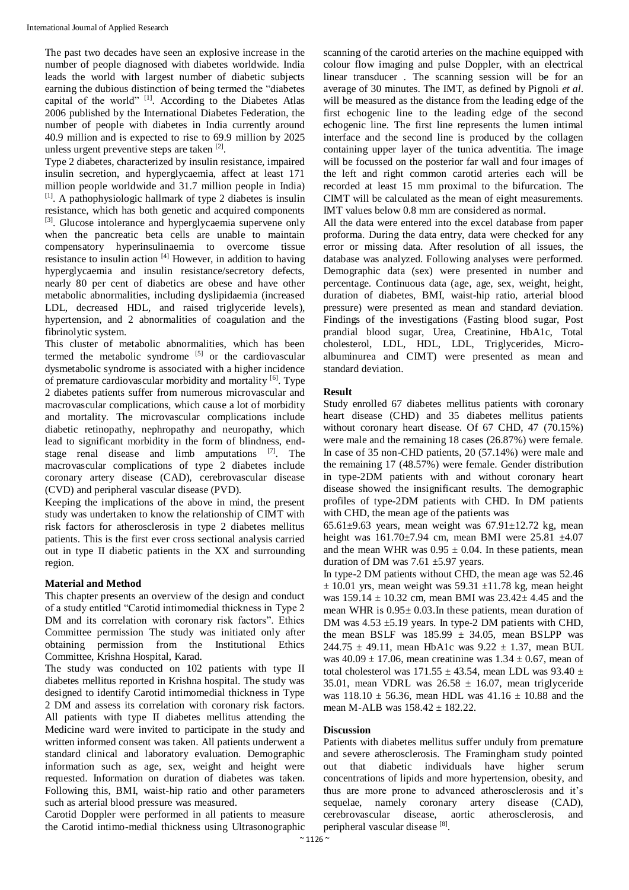The past two decades have seen an explosive increase in the number of people diagnosed with diabetes worldwide. India leads the world with largest number of diabetic subjects earning the dubious distinction of being termed the "diabetes capital of the world" [1]. According to the Diabetes Atlas 2006 published by the International Diabetes Federation, the number of people with diabetes in India currently around 40.9 million and is expected to rise to 69.9 million by 2025 unless urgent preventive steps are taken [2].

Type 2 diabetes, characterized by insulin resistance, impaired insulin secretion, and hyperglycaemia, affect at least 171 million people worldwide and 31.7 million people in India) [1]. A pathophysiologic hallmark of type 2 diabetes is insulin resistance, which has both genetic and acquired components [3]. Glucose intolerance and hyperglycaemia supervene only when the pancreatic beta cells are unable to maintain compensatory hyperinsulinaemia to overcome tissue resistance to insulin action [4] However, in addition to having hyperglycaemia and insulin resistance/secretory defects, nearly 80 per cent of diabetics are obese and have other metabolic abnormalities, including dyslipidaemia (increased LDL, decreased HDL, and raised triglyceride levels), hypertension, and 2 abnormalities of coagulation and the fibrinolytic system.

This cluster of metabolic abnormalities, which has been termed the metabolic syndrome [5] or the cardiovascular dysmetabolic syndrome is associated with a higher incidence of premature cardiovascular morbidity and mortality [6]. Type 2 diabetes patients suffer from numerous microvascular and macrovascular complications, which cause a lot of morbidity and mortality. The microvascular complications include diabetic retinopathy, nephropathy and neuropathy, which lead to significant morbidity in the form of blindness, end-stage renal disease and limb amputations [7]. The macrovascular complications of type 2 diabetes include coronary artery disease (CAD), cerebrovascular disease (CVD) and peripheral vascular disease (PVD).

Keeping the implications of the above in mind, the present study was undertaken to know the relationship of CIMT with risk factors for atherosclerosis in type 2 diabetes mellitus patients. This is the first ever cross sectional analysis carried out in type II diabetic patients in the XX and surrounding region.

## Material and Method

This chapter presents an overview of the design and conduct of a study entitled "Carotid intimomedial thickness in Type 2 DM and its correlation with coronary risk factors". Ethics Committee permission The study was initiated only after obtaining permission from the Institutional Ethics Committee, Krishna Hospital, Karad.

The study was conducted on 102 patients with type II diabetes mellitus reported in Krishna hospital. The study was designed to identify Carotid intimomedial thickness in Type 2 DM and assess its correlation with coronary risk factors. All patients with type II diabetes mellitus attending the Medicine ward were invited to participate in the study and written informed consent was taken. All patients underwent a standard clinical and laboratory evaluation. Demographic information such as age, sex, weight and height were requested. Information on duration of diabetes was taken. Following this, BMI, waist-hip ratio and other parameters such as arterial blood pressure was measured.

Carotid Doppler were performed in all patients to measure the Carotid intimo-medial thickness using Ultrasonographic scanning of the carotid arteries on the machine equipped with colour flow imaging and pulse Doppler, with an electrical linear transducer . The scanning session will be for an average of 30 minutes. The IMT, as defined by Pignoli *et al*. will be measured as the distance from the leading edge of the first echogenic line to the leading edge of the second echogenic line. The first line represents the lumen intimal interface and the second line is produced by the collagen containing upper layer of the tunica adventitia. The image will be focussed on the posterior far wall and four images of the left and right common carotid arteries each will be recorded at least 15 mm proximal to the bifurcation. The CIMT will be calculated as the mean of eight measurements. IMT values below 0.8 mm are considered as normal.

All the data were entered into the excel database from paper proforma. During the data entry, data were checked for any error or missing data. After resolution of all issues, the database was analyzed. Following analyses were performed. Demographic data (sex) were presented in number and percentage. Continuous data (age, age, sex, weight, height, duration of diabetes, BMI, waist-hip ratio, arterial blood pressure) were presented as mean and standard deviation. Findings of the investigations (Fasting blood sugar, Post prandial blood sugar, Urea, Creatinine, HbA1c, Total cholesterol, LDL, HDL, LDL, Triglycerides, Micro-albuminurea and CIMT) were presented as mean and standard deviation.

## Result

Study enrolled 67 diabetes mellitus patients with coronary heart disease (CHD) and 35 diabetes mellitus patients without coronary heart disease. Of 67 CHD, 47 (70.15%) were male and the remaining 18 cases (26.87%) were female. In case of 35 non-CHD patients, 20 (57.14%) were male and the remaining 17 (48.57%) were female. Gender distribution in type-2DM patients with and without coronary heart disease showed the insignificant results. The demographic profiles of type-2DM patients with CHD. In DM patients with CHD, the mean age of the patients was 65.61±9.63 years, mean weight was 67.91±12.72 kg, mean height was 161.70±7.94 cm, mean BMI were 25.81 ±4.07 and the mean WHR was 0.95 ± 0.04. In these patients, mean duration of DM was 7.61 ±5.97 years.

In type-2 DM patients without CHD, the mean age was 52.46 ± 10.01 yrs, mean weight was 59.31 ±11.78 kg, mean height was 159.14 ± 10.32 cm, mean BMI was 23.42± 4.45 and the mean WHR is 0.95± 0.03.In these patients, mean duration of DM was 4.53 ±5.19 years. In type-2 DM patients with CHD, the mean BSLF was 185.99 ± 34.05, mean BSLPP was 244.75 ± 49.11, mean HbA1c was 9.22 ± 1.37, mean BUL was 40.09 ± 17.06, mean creatinine was 1.34 ± 0.67, mean of total cholesterol was 171.55 ± 43.54, mean LDL was 93.40 ± 35.01, mean VDRL was 26.58 ± 16.07, mean triglyceride was 118.10 ± 56.36, mean HDL was 41.16 ± 10.88 and the mean M-ALB was 158.42 ± 182.22.

## Discussion

Patients with diabetes mellitus suffer unduly from premature and severe atherosclerosis. The Framingham study pointed out that diabetic individuals have higher serum concentrations of lipids and more hypertension, obesity, and thus are more prone to advanced atherosclerosis and it's sequelae, namely coronary artery disease (CAD), cerebrovascular disease, aortic atherosclerosis, and peripheral vascular disease [8].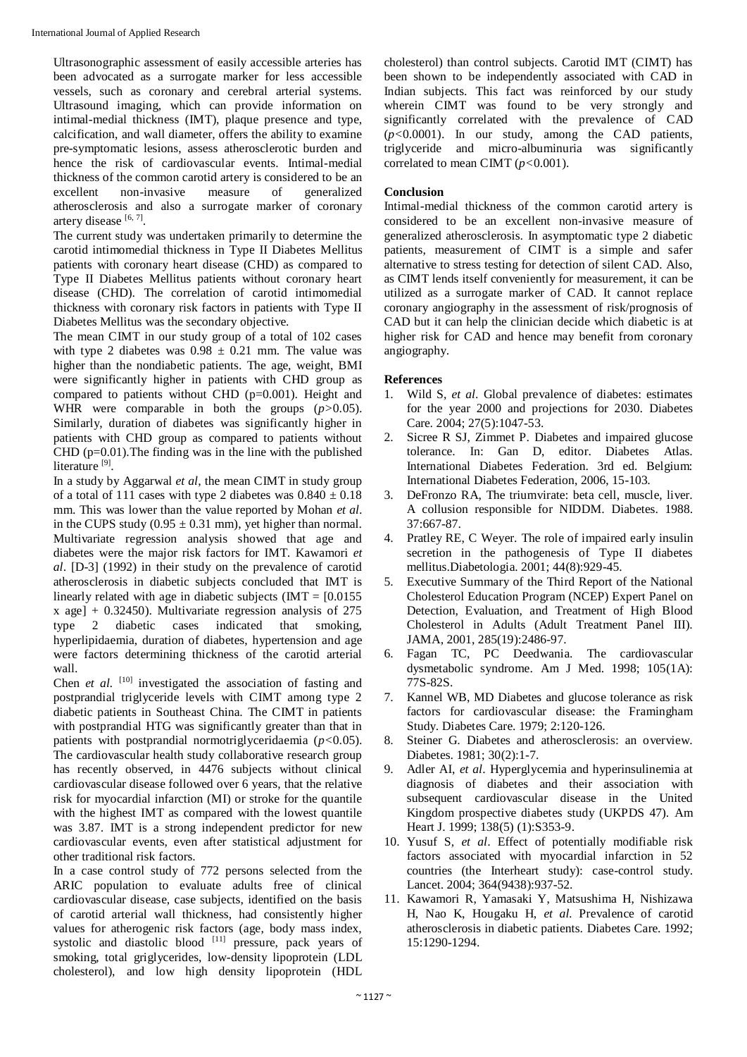Ultrasonographic assessment of easily accessible arteries has been advocated as a surrogate marker for less accessible vessels, such as coronary and cerebral arterial systems. Ultrasound imaging, which can provide information on intimal-medial thickness (IMT), plaque presence and type, calcification, and wall diameter, offers the ability to examine pre-symptomatic lesions, assess atherosclerotic burden and hence the risk of cardiovascular events. Intimal-medial thickness of the common carotid artery is considered to be an excellent non-invasive measure of generalized atherosclerosis and also a surrogate marker of coronary artery disease [6, 7].

The current study was undertaken primarily to determine the carotid intimomedial thickness in Type II Diabetes Mellitus patients with coronary heart disease (CHD) as compared to Type II Diabetes Mellitus patients without coronary heart disease (CHD). The correlation of carotid intimomedial thickness with coronary risk factors in patients with Type II Diabetes Mellitus was the secondary objective.

The mean CIMT in our study group of a total of 102 cases with type 2 diabetes was $0.98 \pm 0.21$ mm. The value was higher than the nondiabetic patients. The age, weight, BMI were significantly higher in patients with CHD group as compared to patients without CHD (p=0.001). Height and WHR were comparable in both the groups ($p>0.05$). Similarly, duration of diabetes was significantly higher in patients with CHD group as compared to patients without CHD (p=0.01).The finding was in the line with the published literature [9].

In a study by Aggarwal *et al*, the mean CIMT in study group of a total of 111 cases with type 2 diabetes was $0.840 \pm 0.18$ mm. This was lower than the value reported by Mohan *et al*. in the CUPS study ($0.95 \pm 0.31$ mm), yet higher than normal. Multivariate regression analysis showed that age and diabetes were the major risk factors for IMT. Kawamori *et al*. [D-3] (1992) in their study on the prevalence of carotid atherosclerosis in diabetic subjects concluded that IMT is linearly related with age in diabetic subjects (IMT = [0.0155 x age] + 0.32450). Multivariate regression analysis of 275 type 2 diabetic cases indicated that smoking, hyperlipidaemia, duration of diabetes, hypertension and age were factors determining thickness of the carotid arterial wall.

Chen *et al.* [10] investigated the association of fasting and postprandial triglyceride levels with CIMT among type 2 diabetic patients in Southeast China. The CIMT in patients with postprandial HTG was significantly greater than that in patients with postprandial normotriglyceridaemia ($p<0.05$). The cardiovascular health study collaborative research group has recently observed, in 4476 subjects without clinical cardiovascular disease followed over 6 years, that the relative risk for myocardial infarction (MI) or stroke for the quantile with the highest IMT as compared with the lowest quantile was 3.87. IMT is a strong independent predictor for new cardiovascular events, even after statistical adjustment for other traditional risk factors.

In a case control study of 772 persons selected from the ARIC population to evaluate adults free of clinical cardiovascular disease, case subjects, identified on the basis of carotid arterial wall thickness, had consistently higher values for atherogenic risk factors (age, body mass index, systolic and diastolic blood [11] pressure, pack years of smoking, total griglycerides, low-density lipoprotein (LDL cholesterol), and low high density lipoprotein (HDL cholesterol) than control subjects. Carotid IMT (CIMT) has been shown to be independently associated with CAD in Indian subjects. This fact was reinforced by our study wherein CIMT was found to be very strongly and significantly correlated with the prevalence of CAD ($p<0.0001$). In our study, among the CAD patients, triglyceride and micro-albuminuria was significantly correlated to mean CIMT ($p<0.001$).

## Conclusion

Intimal-medial thickness of the common carotid artery is considered to be an excellent non-invasive measure of generalized atherosclerosis. In asymptomatic type 2 diabetic patients, measurement of CIMT is a simple and safer alternative to stress testing for detection of silent CAD. Also, as CIMT lends itself conveniently for measurement, it can be utilized as a surrogate marker of CAD. It cannot replace coronary angiography in the assessment of risk/prognosis of CAD but it can help the clinician decide which diabetic is at higher risk for CAD and hence may benefit from coronary angiography.

## References

1. Wild S, *et al*. Global prevalence of diabetes: estimates for the year 2000 and projections for 2030. Diabetes Care. 2004; 27(5):1047-53.
2. Sicree R SJ, Zimmet P. Diabetes and impaired glucose tolerance. In: Gan D, editor. Diabetes Atlas. International Diabetes Federation. 3rd ed. Belgium: International Diabetes Federation, 2006, 15-103.
3. DeFronzo RA, The triumvirate: beta cell, muscle, liver. A collusion responsible for NIDDM. Diabetes. 1988. 37:667-87.
4. Pratley RE, C Weyer. The role of impaired early insulin secretion in the pathogenesis of Type II diabetes mellitus.Diabetologia. 2001; 44(8):929-45.
5. Executive Summary of the Third Report of the National Cholesterol Education Program (NCEP) Expert Panel on Detection, Evaluation, and Treatment of High Blood Cholesterol in Adults (Adult Treatment Panel III). JAMA, 2001, 285(19):2486-97.
6. Fagan TC, PC Deedwania. The cardiovascular dysmetabolic syndrome. Am J Med. 1998; 105(1A): 77S-82S.
7. Kannel WB, MD Diabetes and glucose tolerance as risk factors for cardiovascular disease: the Framingham Study. Diabetes Care. 1979; 2:120-126.
8. Steiner G. Diabetes and atherosclerosis: an overview. Diabetes. 1981; 30(2):1-7.
9. Adler AI, *et al*. Hyperglycemia and hyperinsulinemia at diagnosis of diabetes and their association with subsequent cardiovascular disease in the United Kingdom prospective diabetes study (UKPDS 47). Am Heart J. 1999; 138(5) (1):S353-9.
10. Yusuf S, *et al*. Effect of potentially modifiable risk factors associated with myocardial infarction in 52 countries (the Interheart study): case-control study. Lancet. 2004; 364(9438):937-52.
11. Kawamori R, Yamasaki Y, Matsushima H, Nishizawa H, Nao K, Hougaku H, *et al.* Prevalence of carotid atherosclerosis in diabetic patients. Diabetes Care. 1992; 15:1290-1294.